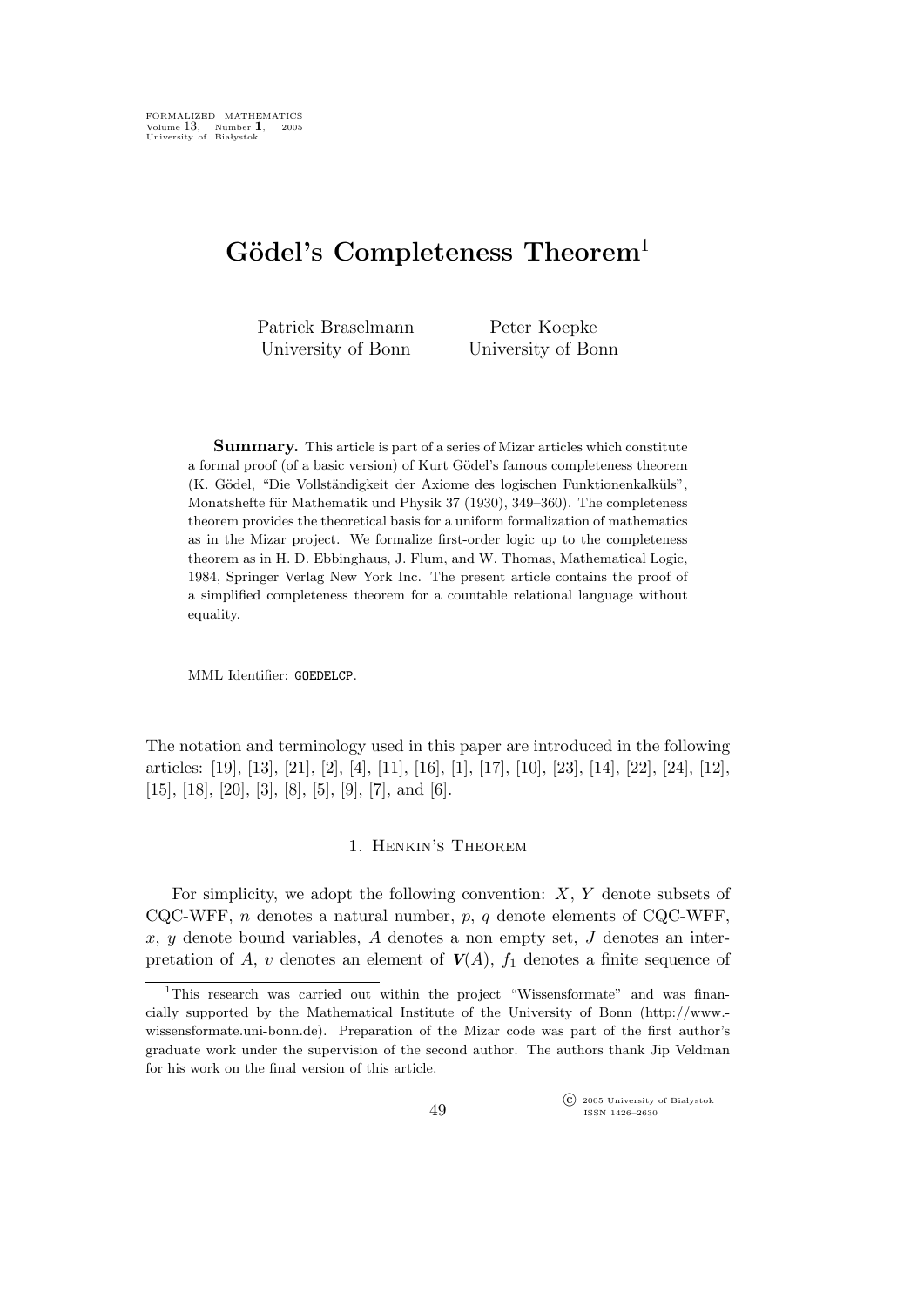# Gödel's Completeness Theorem[1]

Patrick Braselmann
University of Bonn

Peter Koepke
University of Bonn

**Summary.** This article is part of a series of Mizar articles which constitute a formal proof (of a basic version) of Kurt Gödel's famous completeness theorem (K. Gödel, "Die Vollständigkeit der Axiome des logischen Funktionenkalküls", Monatshefte für Mathematik und Physik 37 (1930), 349–360). The completeness theorem provides the theoretical basis for a uniform formalization of mathematics as in the Mizar project. We formalize first-order logic up to the completeness theorem as in H. D. Ebbinghaus, J. Flum, and W. Thomas, Mathematical Logic, 1984, Springer Verlag New York Inc. The present article contains the proof of a simplified completeness theorem for a countable relational language without equality.

MML Identifier: GOEDELCP.

The notation and terminology used in this paper are introduced in the following articles: [19], [13], [21], [2], [4], [11], [16], [1], [17], [10], [23], [14], [22], [24], [12], [15], [18], [20], [3], [8], [5], [9], [7], and [6].

## 1. Henkin's Theorem

For simplicity, we adopt the following convention: $X$, $Y$ denote subsets of CQC-WFF, $n$ denotes a natural number, $p$, $q$ denote elements of CQC-WFF, $x$, $y$ denote bound variables, $A$ denotes a non empty set, $J$ denotes an interpretation of $A$, $v$ denotes an element of $\boldsymbol{V}(A)$, $f_1$ denotes a finite sequence of

---

[1]This research was carried out within the project "Wissensformate" and was financially supported by the Mathematical Institute of the University of Bonn (http://www.-wissensformate.uni-bonn.de). Preparation of the Mizar code was part of the first author's graduate work under the supervision of the second author. The authors thank Jip Veldman for his work on the final version of this article.

© 2005 University of Białystok
ISSN 1426–2630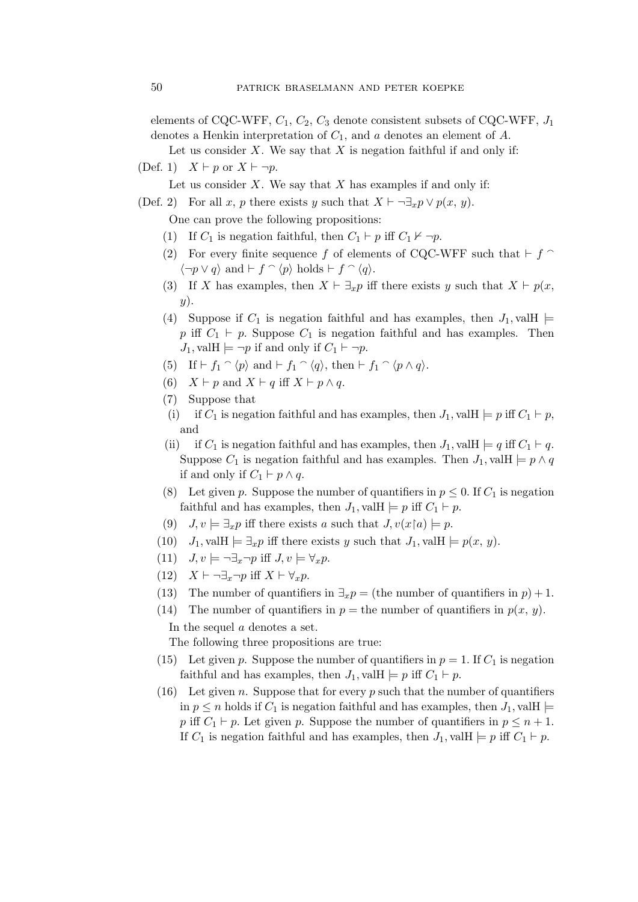elements of CQC-WFF, $C_1$, $C_2$, $C_3$ denote consistent subsets of CQC-WFF, $J_1$ denotes a Henkin interpretation of $C_1$, and $a$ denotes an element of $A$.

Let us consider $X$. We say that $X$ is negation faithful if and only if:

(Def. 1) $X \vdash p$ or $X \vdash \neg p$.

Let us consider $X$. We say that $X$ has examples if and only if:

(Def. 2) For all $x$, $p$ there exists $y$ such that $X \vdash \neg \exists_x p \vee p(x, y)$.

One can prove the following propositions:

(1) If $C_1$ is negation faithful, then $C_1 \vdash p$ iff $C_1 \nvdash \neg p$.

(2) For every finite sequence $f$ of elements of CQC-WFF such that $\vdash f \mathbin{^\frown} \langle \neg p \vee q \rangle$ and $\vdash f \mathbin{^\frown} \langle p \rangle$ holds $\vdash f \mathbin{^\frown} \langle q \rangle$.

(3) If $X$ has examples, then $X \vdash \exists_x p$ iff there exists $y$ such that $X \vdash p(x, y)$.

(4) Suppose if $C_1$ is negation faithful and has examples, then $J_1, \mathrm{valH} \models p$ iff $C_1 \vdash p$. Suppose $C_1$ is negation faithful and has examples. Then $J_1, \mathrm{valH} \models \neg p$ if and only if $C_1 \vdash \neg p$.

(5) If $\vdash f_1 \mathbin{^\frown} \langle p \rangle$ and $\vdash f_1 \mathbin{^\frown} \langle q \rangle$, then $\vdash f_1 \mathbin{^\frown} \langle p \wedge q \rangle$.

(6) $X \vdash p$ and $X \vdash q$ iff $X \vdash p \wedge q$.

(7) Suppose that

(i) if $C_1$ is negation faithful and has examples, then $J_1, \mathrm{valH} \models p$ iff $C_1 \vdash p$, and

(ii) if $C_1$ is negation faithful and has examples, then $J_1, \mathrm{valH} \models q$ iff $C_1 \vdash q$.

Suppose $C_1$ is negation faithful and has examples. Then $J_1, \mathrm{valH} \models p \wedge q$ if and only if $C_1 \vdash p \wedge q$.

(8) Let given $p$. Suppose the number of quantifiers in $p \leq 0$. If $C_1$ is negation faithful and has examples, then $J_1, \mathrm{valH} \models p$ iff $C_1 \vdash p$.

(9) $J, v \models \exists_x p$ iff there exists $a$ such that $J, v(x{\upharpoonright}a) \models p$.

(10) $J_1, \mathrm{valH} \models \exists_x p$ iff there exists $y$ such that $J_1, \mathrm{valH} \models p(x, y)$.

(11) $J, v \models \neg \exists_x \neg p$ iff $J, v \models \forall_x p$.

(12) $X \vdash \neg \exists_x \neg p$ iff $X \vdash \forall_x p$.

(13) The number of quantifiers in $\exists_x p =$ (the number of quantifiers in $p$) $+ 1$.

(14) The number of quantifiers in $p =$ the number of quantifiers in $p(x, y)$.

In the sequel $a$ denotes a set.

The following three propositions are true:

(15) Let given $p$. Suppose the number of quantifiers in $p = 1$. If $C_1$ is negation faithful and has examples, then $J_1, \mathrm{valH} \models p$ iff $C_1 \vdash p$.

(16) Let given $n$. Suppose that for every $p$ such that the number of quantifiers in $p \leq n$ holds if $C_1$ is negation faithful and has examples, then $J_1, \mathrm{valH} \models p$ iff $C_1 \vdash p$. Let given $p$. Suppose the number of quantifiers in $p \leq n + 1$. If $C_1$ is negation faithful and has examples, then $J_1, \mathrm{valH} \models p$ iff $C_1 \vdash p$.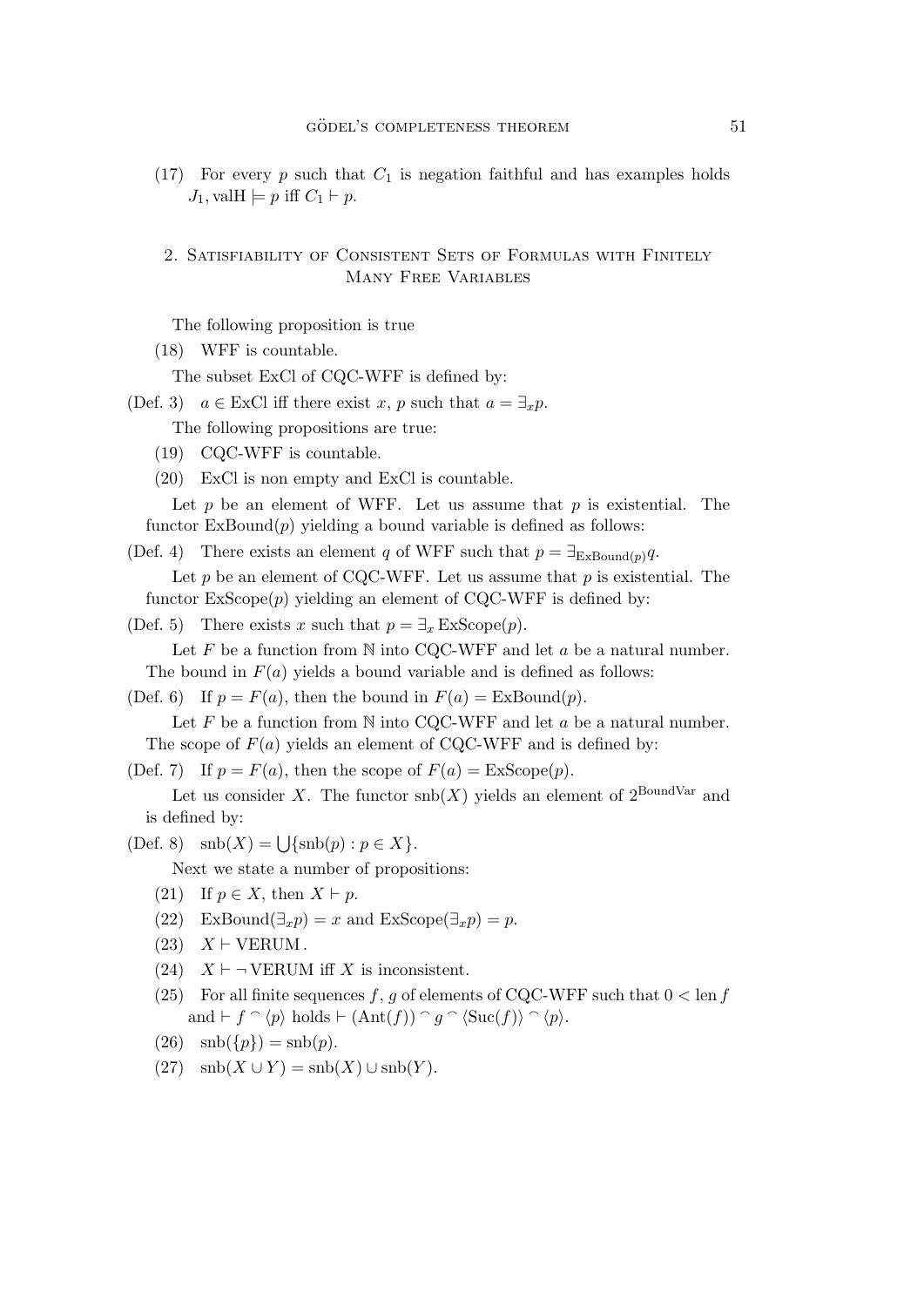(17) For every $p$ such that $C_1$ is negation faithful and has examples holds $J_1, \text{valH} \models p$ iff $C_1 \vdash p$.

## 2. Satisfiability of Consistent Sets of Formulas with Finitely Many Free Variables

The following proposition is true

(18) WFF is countable.

The subset ExCl of CQC-WFF is defined by:

(Def. 3) $a \in \text{ExCl}$ iff there exist $x$, $p$ such that $a = \exists_x p$.

The following propositions are true:

(19) CQC-WFF is countable.

(20) ExCl is non empty and ExCl is countable.

Let $p$ be an element of WFF. Let us assume that $p$ is existential. The functor $\text{ExBound}(p)$ yielding a bound variable is defined as follows:

(Def. 4) There exists an element $q$ of WFF such that $p = \exists_{\text{ExBound}(p)} q$.

Let $p$ be an element of CQC-WFF. Let us assume that $p$ is existential. The functor $\text{ExScope}(p)$ yielding an element of CQC-WFF is defined by:

(Def. 5) There exists $x$ such that $p = \exists_x \text{ExScope}(p)$.

Let $F$ be a function from $\mathbb{N}$ into CQC-WFF and let $a$ be a natural number. The bound in $F(a)$ yields a bound variable and is defined as follows:

(Def. 6) If $p = F(a)$, then the bound in $F(a) = \text{ExBound}(p)$.

Let $F$ be a function from $\mathbb{N}$ into CQC-WFF and let $a$ be a natural number. The scope of $F(a)$ yields an element of CQC-WFF and is defined by:

(Def. 7) If $p = F(a)$, then the scope of $F(a) = \text{ExScope}(p)$.

Let us consider $X$. The functor $\text{snb}(X)$ yields an element of $2^{\text{BoundVar}}$ and is defined by:

(Def. 8) $\text{snb}(X) = \bigcup\{\text{snb}(p) : p \in X\}$.

Next we state a number of propositions:

(21) If $p \in X$, then $X \vdash p$.

(22) $\text{ExBound}(\exists_x p) = x$ and $\text{ExScope}(\exists_x p) = p$.

(23) $X \vdash \text{VERUM}$.

(24) $X \vdash \neg\,\text{VERUM}$ iff $X$ is inconsistent.

(25) For all finite sequences $f$, $g$ of elements of CQC-WFF such that $0 < \text{len}\, f$ and $\vdash f \frown \langle p \rangle$ holds $\vdash (\text{Ant}(f)) \frown g \frown \langle \text{Suc}(f) \rangle \frown \langle p \rangle$.

(26) $\text{snb}(\{p\}) = \text{snb}(p)$.

(27) $\text{snb}(X \cup Y) = \text{snb}(X) \cup \text{snb}(Y)$.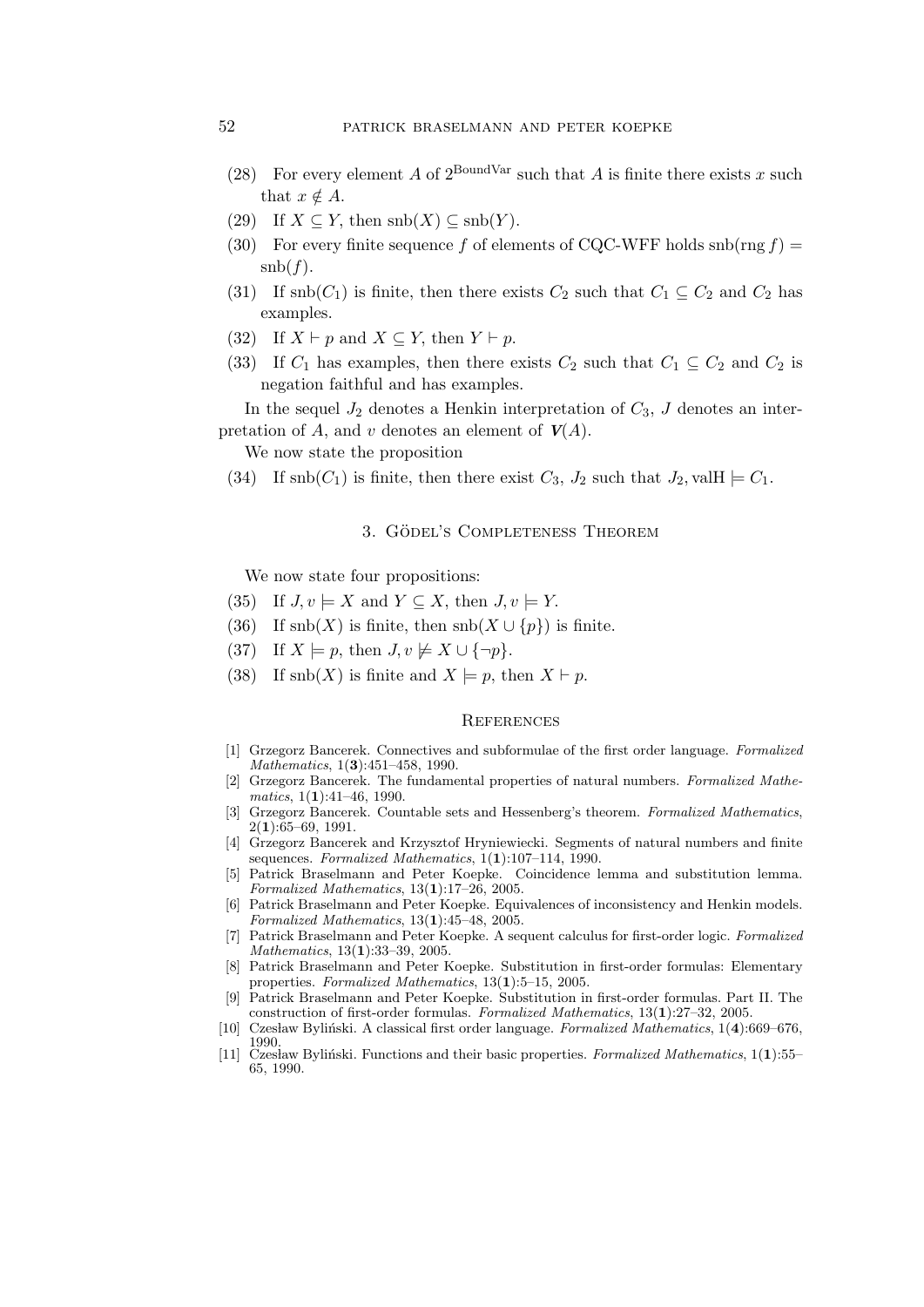(28) For every element $A$ of $2^{\text{BoundVar}}$ such that $A$ is finite there exists $x$ such that $x \notin A$.

(29) If $X \subseteq Y$, then $\text{snb}(X) \subseteq \text{snb}(Y)$.

(30) For every finite sequence $f$ of elements of CQC-WFF holds $\text{snb}(\text{rng}\, f) = \text{snb}(f)$.

(31) If $\text{snb}(C_1)$ is finite, then there exists $C_2$ such that $C_1 \subseteq C_2$ and $C_2$ has examples.

(32) If $X \vdash p$ and $X \subseteq Y$, then $Y \vdash p$.

(33) If $C_1$ has examples, then there exists $C_2$ such that $C_1 \subseteq C_2$ and $C_2$ is negation faithful and has examples.

In the sequel $J_2$ denotes a Henkin interpretation of $C_3$, $J$ denotes an interpretation of $A$, and $v$ denotes an element of $\boldsymbol{V}(A)$.

We now state the proposition

(34) If $\text{snb}(C_1)$ is finite, then there exist $C_3$, $J_2$ such that $J_2, \text{valH} \models C_1$.

## 3. Gödel's Completeness Theorem

We now state four propositions:

(35) If $J, v \models X$ and $Y \subseteq X$, then $J, v \models Y$.

(36) If $\text{snb}(X)$ is finite, then $\text{snb}(X \cup \{p\})$ is finite.

(37) If $X \models p$, then $J, v \not\models X \cup \{\neg p\}$.

(38) If $\text{snb}(X)$ is finite and $X \models p$, then $X \vdash p$.

## References

[1] Grzegorz Bancerek. Connectives and subformulae of the first order language. *Formalized Mathematics*, 1(**3**):451–458, 1990.

[2] Grzegorz Bancerek. The fundamental properties of natural numbers. *Formalized Mathematics*, 1(**1**):41–46, 1990.

[3] Grzegorz Bancerek. Countable sets and Hessenberg's theorem. *Formalized Mathematics*, 2(**1**):65–69, 1991.

[4] Grzegorz Bancerek and Krzysztof Hryniewiecki. Segments of natural numbers and finite sequences. *Formalized Mathematics*, 1(**1**):107–114, 1990.

[5] Patrick Braselmann and Peter Koepke. Coincidence lemma and substitution lemma. *Formalized Mathematics*, 13(**1**):17–26, 2005.

[6] Patrick Braselmann and Peter Koepke. Equivalences of inconsistency and Henkin models. *Formalized Mathematics*, 13(**1**):45–48, 2005.

[7] Patrick Braselmann and Peter Koepke. A sequent calculus for first-order logic. *Formalized Mathematics*, 13(**1**):33–39, 2005.

[8] Patrick Braselmann and Peter Koepke. Substitution in first-order formulas: Elementary properties. *Formalized Mathematics*, 13(**1**):5–15, 2005.

[9] Patrick Braselmann and Peter Koepke. Substitution in first-order formulas. Part II. The construction of first-order formulas. *Formalized Mathematics*, 13(**1**):27–32, 2005.

[10] Czesław Byliński. A classical first order language. *Formalized Mathematics*, 1(**4**):669–676, 1990.

[11] Czesław Byliński. Functions and their basic properties. *Formalized Mathematics*, 1(**1**):55–65, 1990.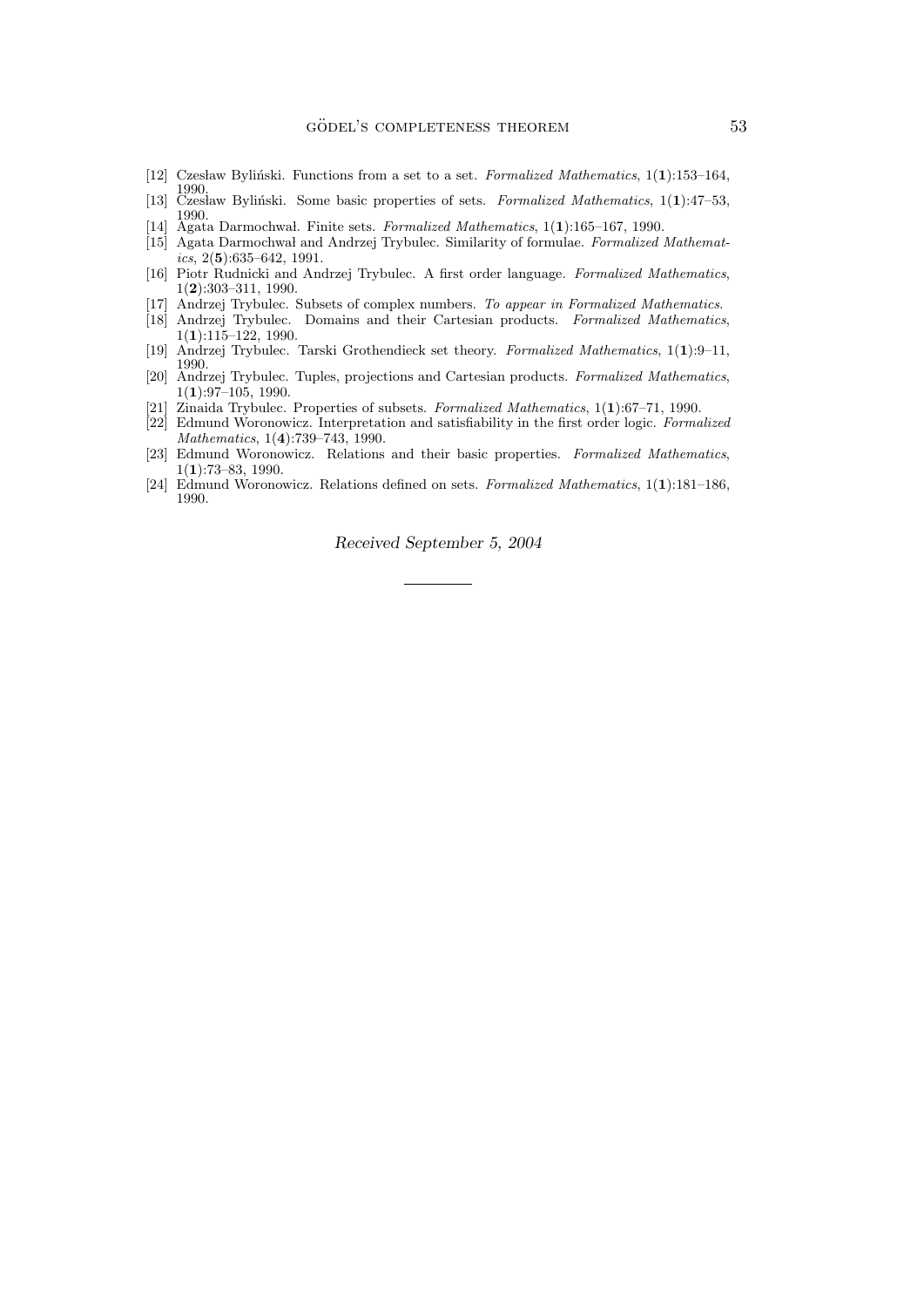[12] Czesław Byliński. Functions from a set to a set. *Formalized Mathematics*, 1(**1**):153–164, 1990.

[13] Czesław Byliński. Some basic properties of sets. *Formalized Mathematics*, 1(**1**):47–53, 1990.

[14] Agata Darmochwał. Finite sets. *Formalized Mathematics*, 1(**1**):165–167, 1990.

[15] Agata Darmochwał and Andrzej Trybulec. Similarity of formulae. *Formalized Mathematics*, 2(**5**):635–642, 1991.

[16] Piotr Rudnicki and Andrzej Trybulec. A first order language. *Formalized Mathematics*, 1(**2**):303–311, 1990.

[17] Andrzej Trybulec. Subsets of complex numbers. *To appear in Formalized Mathematics*.

[18] Andrzej Trybulec. Domains and their Cartesian products. *Formalized Mathematics*, 1(**1**):115–122, 1990.

[19] Andrzej Trybulec. Tarski Grothendieck set theory. *Formalized Mathematics*, 1(**1**):9–11, 1990.

[20] Andrzej Trybulec. Tuples, projections and Cartesian products. *Formalized Mathematics*, 1(**1**):97–105, 1990.

[21] Zinaida Trybulec. Properties of subsets. *Formalized Mathematics*, 1(**1**):67–71, 1990.

[22] Edmund Woronowicz. Interpretation and satisfiability in the first order logic. *Formalized Mathematics*, 1(**4**):739–743, 1990.

[23] Edmund Woronowicz. Relations and their basic properties. *Formalized Mathematics*, 1(**1**):73–83, 1990.

[24] Edmund Woronowicz. Relations defined on sets. *Formalized Mathematics*, 1(**1**):181–186, 1990.

*Received September 5, 2004*